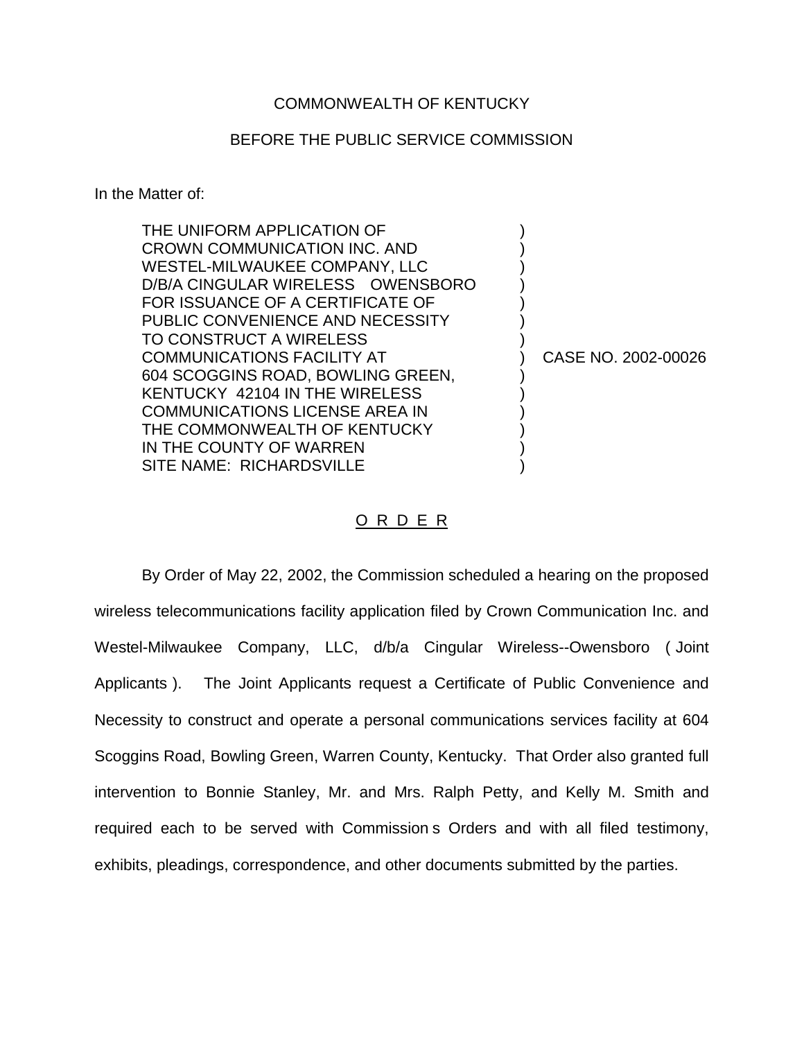COMMONWEALTH OF KENTUCKY

BEFORE THE PUBLIC SERVICE COMMISSION

In the Matter of:

| | | |
|---|---|---|
| THE UNIFORM APPLICATION OF CROWN COMMUNICATION INC. AND WESTEL-MILWAUKEE COMPANY, LLC D/B/A CINGULAR WIRELESS OWENSBORO FOR ISSUANCE OF A CERTIFICATE OF PUBLIC CONVENIENCE AND NECESSITY TO CONSTRUCT A WIRELESS COMMUNICATIONS FACILITY AT 604 SCOGGINS ROAD, BOWLING GREEN, KENTUCKY 42104 IN THE WIRELESS COMMUNICATIONS LICENSE AREA IN THE COMMONWEALTH OF KENTUCKY IN THE COUNTY OF WARREN SITE NAME: RICHARDSVILLE | ) | CASE NO. 2002-00026 |

<u>O R D E R</u>

By Order of May 22, 2002, the Commission scheduled a hearing on the proposed wireless telecommunications facility application filed by Crown Communication Inc. and Westel-Milwaukee Company, LLC, d/b/a Cingular Wireless--Owensboro ( Joint Applicants ). The Joint Applicants request a Certificate of Public Convenience and Necessity to construct and operate a personal communications services facility at 604 Scoggins Road, Bowling Green, Warren County, Kentucky. That Order also granted full intervention to Bonnie Stanley, Mr. and Mrs. Ralph Petty, and Kelly M. Smith and required each to be served with Commission s Orders and with all filed testimony, exhibits, pleadings, correspondence, and other documents submitted by the parties.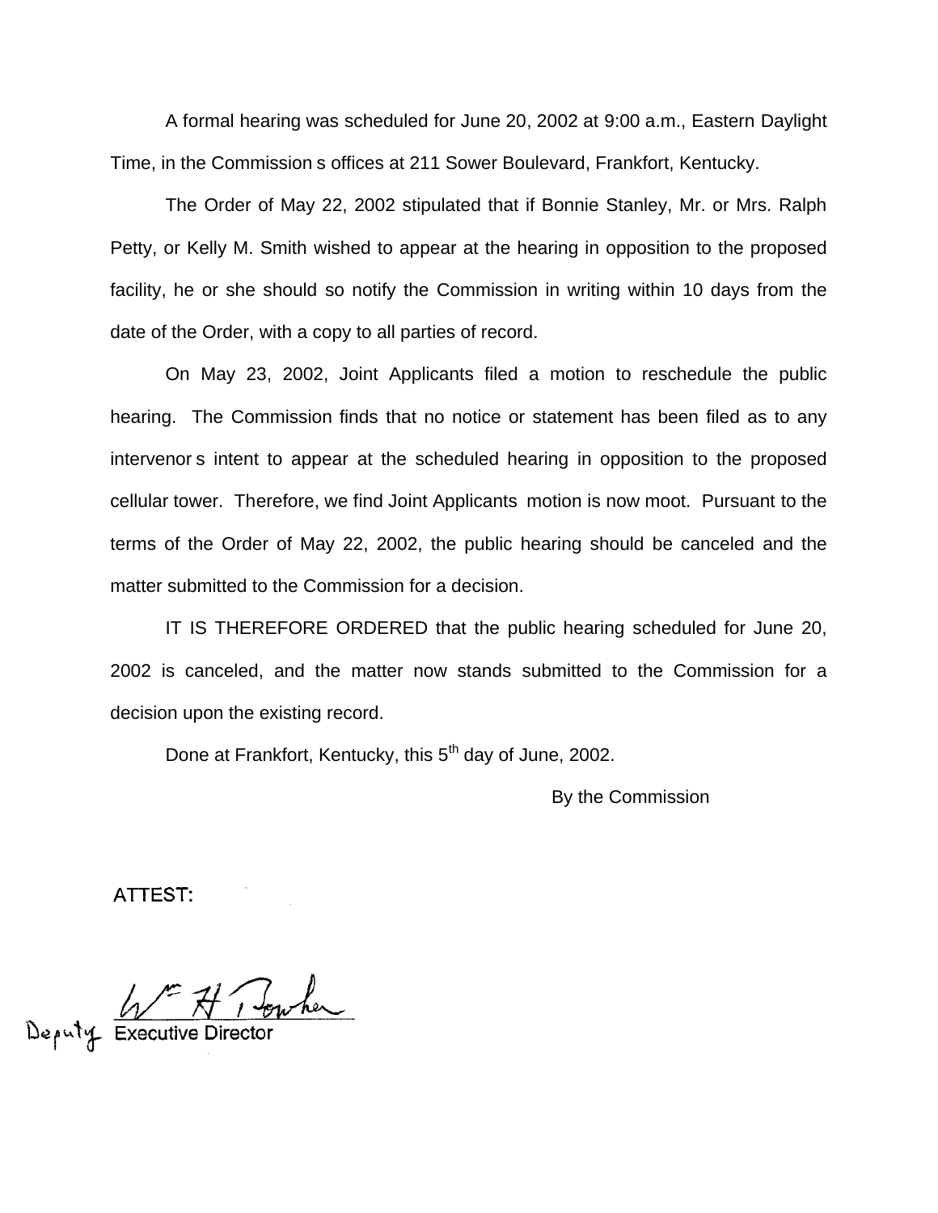A formal hearing was scheduled for June 20, 2002 at 9:00 a.m., Eastern Daylight Time, in the Commission s offices at 211 Sower Boulevard, Frankfort, Kentucky.

The Order of May 22, 2002 stipulated that if Bonnie Stanley, Mr. or Mrs. Ralph Petty, or Kelly M. Smith wished to appear at the hearing in opposition to the proposed facility, he or she should so notify the Commission in writing within 10 days from the date of the Order, with a copy to all parties of record.

On May 23, 2002, Joint Applicants filed a motion to reschedule the public hearing. The Commission finds that no notice or statement has been filed as to any intervenor s intent to appear at the scheduled hearing in opposition to the proposed cellular tower. Therefore, we find Joint Applicants motion is now moot. Pursuant to the terms of the Order of May 22, 2002, the public hearing should be canceled and the matter submitted to the Commission for a decision.

IT IS THEREFORE ORDERED that the public hearing scheduled for June 20, 2002 is canceled, and the matter now stands submitted to the Commission for a decision upon the existing record.

Done at Frankfort, Kentucky, this 5th day of June, 2002.

By the Commission

ATTEST:

Wm H Bowker

Deputy Executive Director